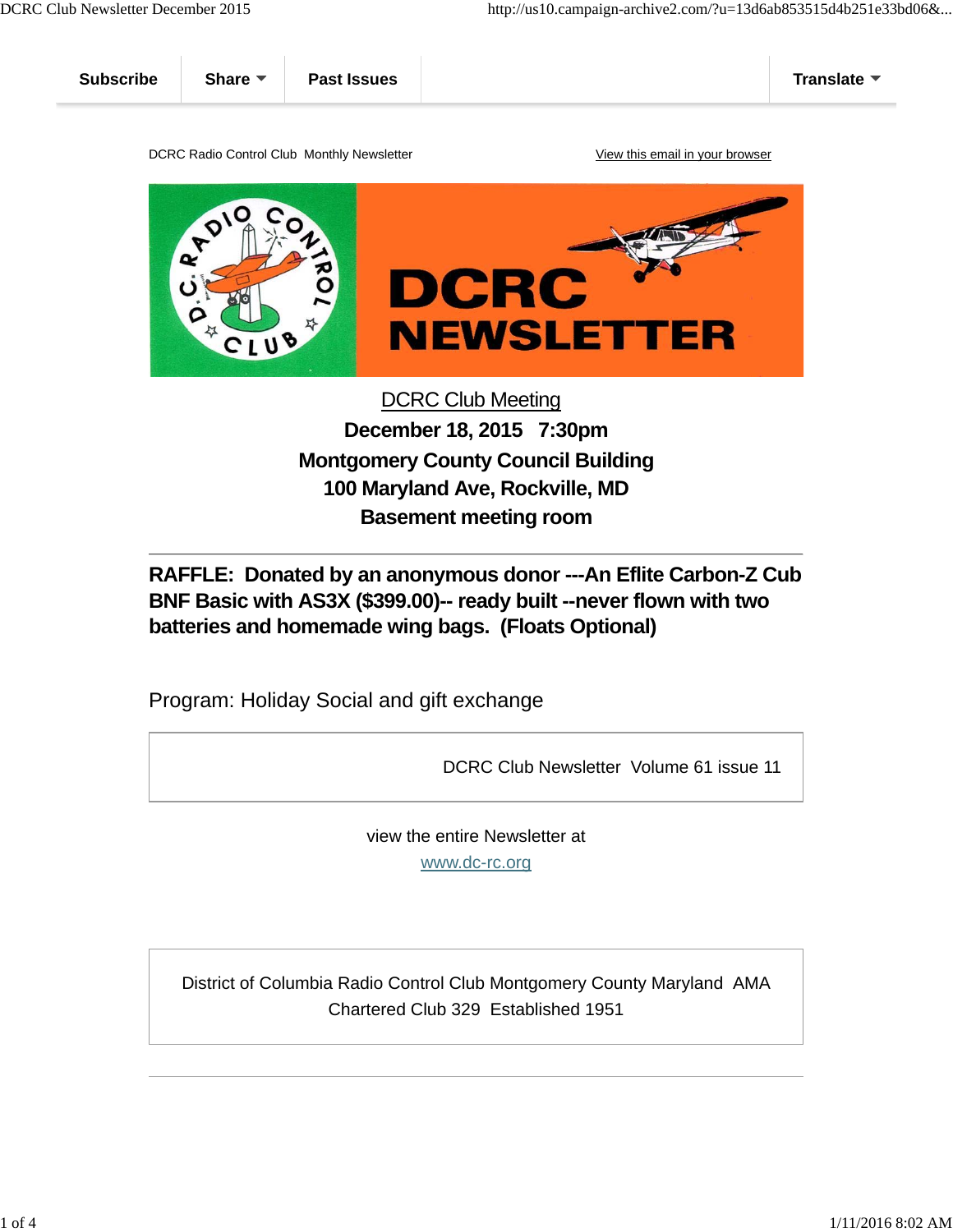Subscribe | Share | Past Issues | Translate

DCRC Radio Control Club Monthly Newsletter

View this email in your browser

# DCRC NEWSLETTER

DCRC Club Meeting

**December 18, 2015 7:30pm**

**Montgomery County Council Building**

**100 Maryland Ave, Rockville, MD**

**Basement meeting room**

---

**RAFFLE: Donated by an anonymous donor ---An Eflite Carbon-Z Cub BNF Basic with AS3X ($399.00)-- ready built --never flown with two batteries and homemade wing bags. (Floats Optional)**

Program: Holiday Social and gift exchange

DCRC Club Newsletter Volume 61 issue 11

view the entire Newsletter at

www.dc-rc.org

District of Columbia Radio Control Club Montgomery County Maryland AMA Chartered Club 329 Established 1951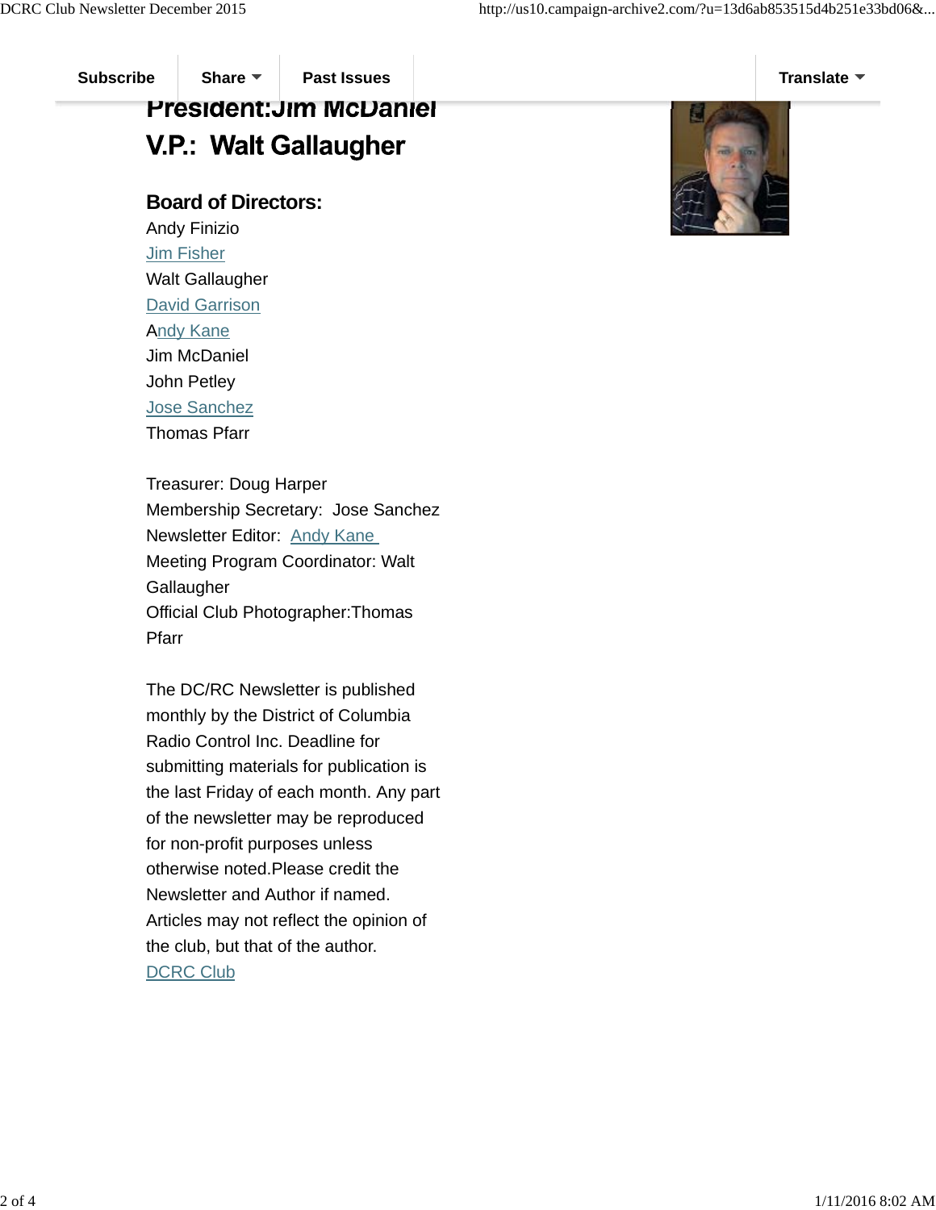**President:Jim McDaniel**

**V.P.: Walt Gallaugher**

**Board of Directors:**

Andy Finizio
Jim Fisher
Walt Gallaugher
David Garrison
Andy Kane
Jim McDaniel
John Petley
Jose Sanchez
Thomas Pfarr

Treasurer: Doug Harper
Membership Secretary: Jose Sanchez
Newsletter Editor: Andy Kane
Meeting Program Coordinator: Walt Gallaugher
Official Club Photographer:Thomas Pfarr

The DC/RC Newsletter is published monthly by the District of Columbia Radio Control Inc. Deadline for submitting materials for publication is the last Friday of each month. Any part of the newsletter may be reproduced for non-profit purposes unless otherwise noted.Please credit the Newsletter and Author if named. Articles may not reflect the opinion of the club, but that of the author.

DCRC Club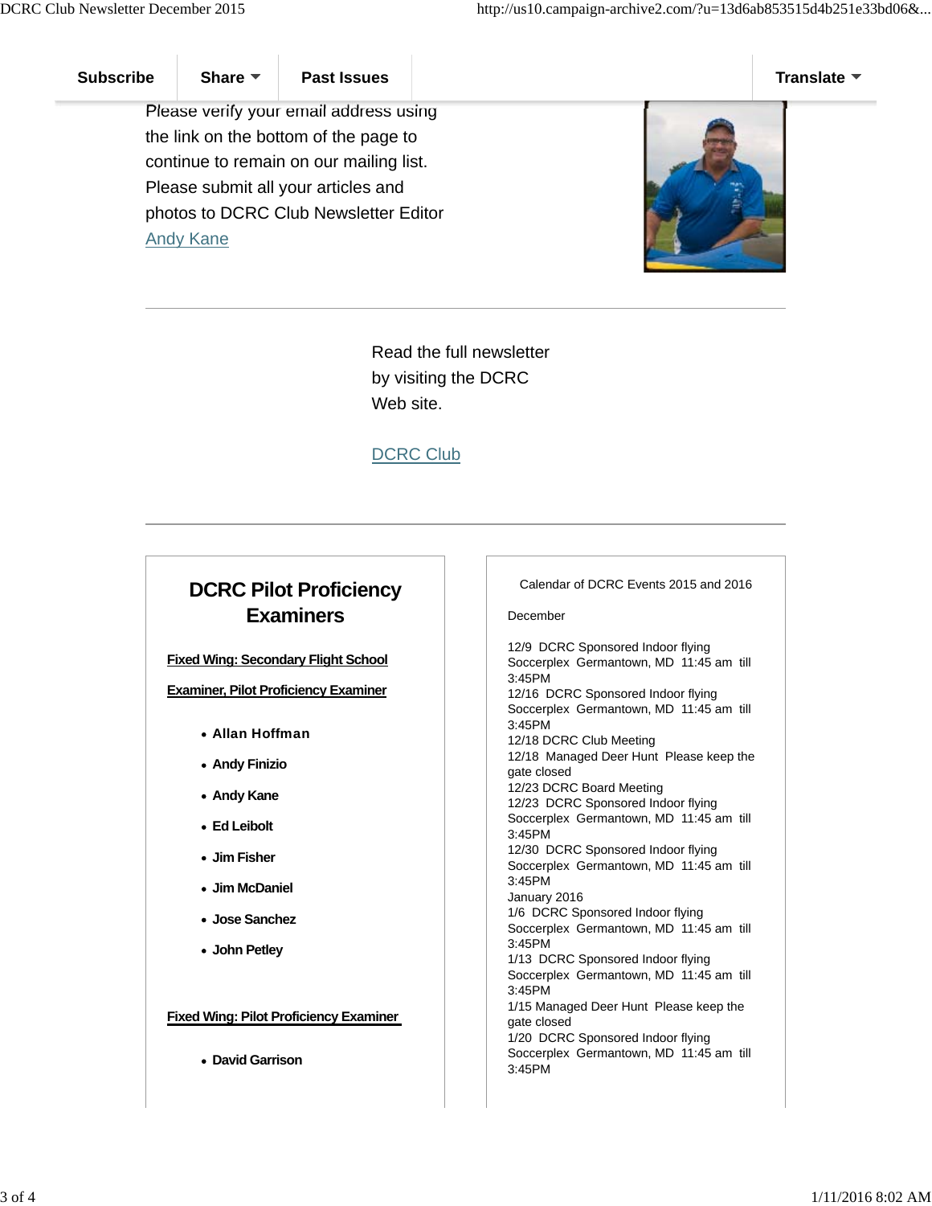Subscribe | Share | Past Issues | Translate

Please verify your email address using the link on the bottom of the page to continue to remain on our mailing list. Please submit all your articles and photos to DCRC Club Newsletter Editor [Andy Kane]

---

Read the full newsletter by visiting the DCRC Web site.

[DCRC Club]

---

## DCRC Pilot Proficiency Examiners

**Fixed Wing: Secondary Flight School**

**Examiner, Pilot Proficiency Examiner**

- **Allan Hoffman**
- **Andy Finizio**
- **Andy Kane**
- **Ed Leibolt**
- **Jim Fisher**
- **Jim McDaniel**
- **Jose Sanchez**
- **John Petley**

**Fixed Wing: Pilot Proficiency Examiner**

- **David Garrison**

Calendar of DCRC Events 2015 and 2016

December

12/9 DCRC Sponsored Indoor flying Soccerplex Germantown, MD 11:45 am till 3:45PM
12/16 DCRC Sponsored Indoor flying Soccerplex Germantown, MD 11:45 am till 3:45PM
12/18 DCRC Club Meeting
12/18 Managed Deer Hunt Please keep the gate closed
12/23 DCRC Board Meeting
12/23 DCRC Sponsored Indoor flying Soccerplex Germantown, MD 11:45 am till 3:45PM
12/30 DCRC Sponsored Indoor flying Soccerplex Germantown, MD 11:45 am till 3:45PM
January 2016
1/6 DCRC Sponsored Indoor flying Soccerplex Germantown, MD 11:45 am till 3:45PM
1/13 DCRC Sponsored Indoor flying Soccerplex Germantown, MD 11:45 am till 3:45PM
1/15 Managed Deer Hunt Please keep the gate closed
1/20 DCRC Sponsored Indoor flying Soccerplex Germantown, MD 11:45 am till 3:45PM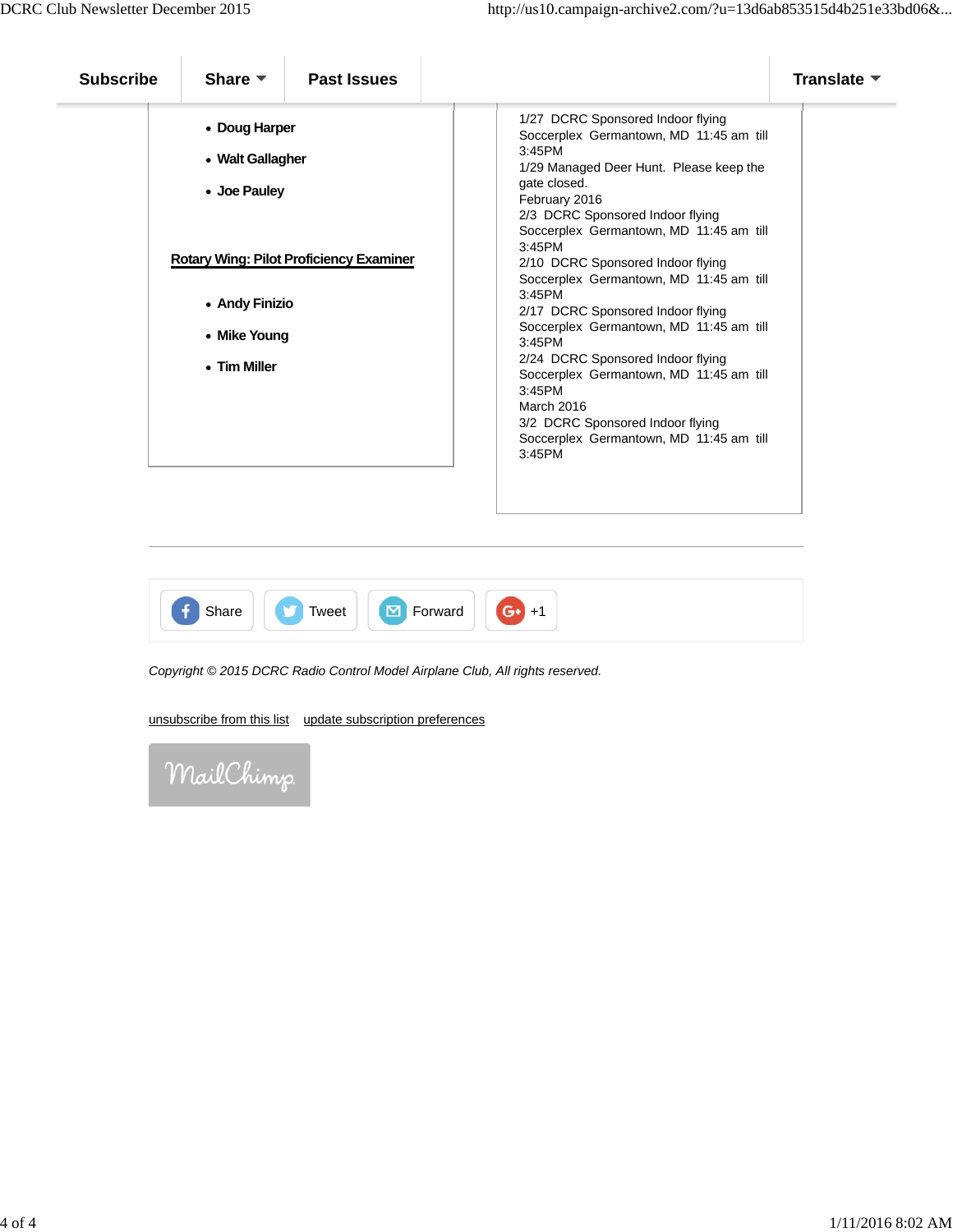Subscribe | Share | Past Issues | Translate

- **Doug Harper**
- **Walt Gallagher**
- **Joe Pauley**

**Rotary Wing: Pilot Proficiency Examiner**

- **Andy Finizio**
- **Mike Young**
- **Tim Miller**

1/27 DCRC Sponsored Indoor flying Soccerplex Germantown, MD 11:45 am till 3:45PM
1/29 Managed Deer Hunt. Please keep the gate closed.
February 2016
2/3 DCRC Sponsored Indoor flying Soccerplex Germantown, MD 11:45 am till 3:45PM
2/10 DCRC Sponsored Indoor flying Soccerplex Germantown, MD 11:45 am till 3:45PM
2/17 DCRC Sponsored Indoor flying Soccerplex Germantown, MD 11:45 am till 3:45PM
2/24 DCRC Sponsored Indoor flying Soccerplex Germantown, MD 11:45 am till 3:45PM
March 2016
3/2 DCRC Sponsored Indoor flying Soccerplex Germantown, MD 11:45 am till 3:45PM

---

Share | Tweet | Forward | +1

*Copyright © 2015 DCRC Radio Control Model Airplane Club, All rights reserved.*

unsubscribe from this list    update subscription preferences

MailChimp